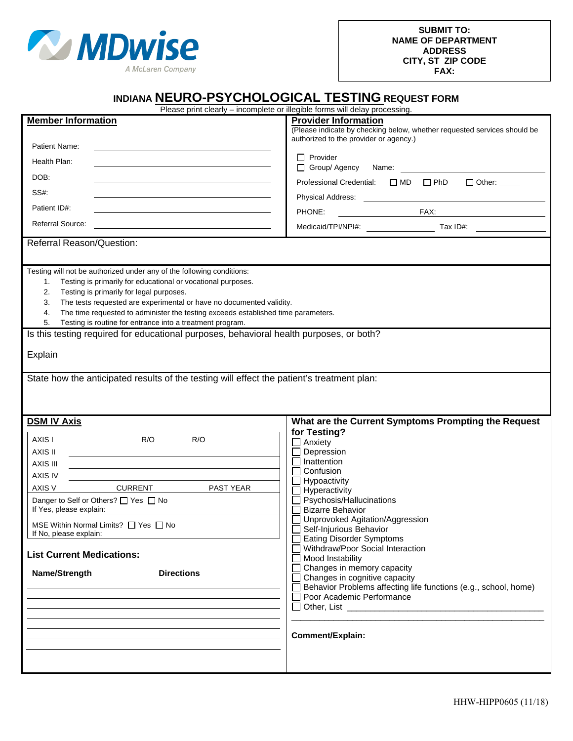MDwise

A McLaren Company

**SUBMIT TO:**
**NAME OF DEPARTMENT**
**ADDRESS**
**CITY, ST ZIP CODE**
**FAX:**

# INDIANA NEURO-PSYCHOLOGICAL TESTING REQUEST FORM

Please print clearly – incomplete or illegible forms will delay processing.

## Member Information

Patient Name: ______________________

Health Plan: ______________________

DOB: ______________________

SS#: ______________________

Patient ID#: ______________________

Referral Source: ______________________

## Provider Information

(Please indicate by checking below, whether requested services should be authorized to the provider or agency.)

☐ Provider
☐ Group/ Agency Name: ______________________

Professional Credential: ☐ MD ☐ PhD ☐ Other: _____

Physical Address: ______________________

PHONE: ______________ FAX: ______________

Medicaid/TPI/NPI#: ______________ Tax ID#: ______________

Referral Reason/Question:

Testing will not be authorized under any of the following conditions:

1. Testing is primarily for educational or vocational purposes.
2. Testing is primarily for legal purposes.
3. The tests requested are experimental or have no documented validity.
4. The time requested to administer the testing exceeds established time parameters.
5. Testing is routine for entrance into a treatment program.

Is this testing required for educational purposes, behavioral health purposes, or both?

Explain

State how the anticipated results of the testing will effect the patient's treatment plan:

## DSM IV Axis

| | | |
|---|---|---|
| AXIS I | R/O | R/O |
| AXIS II | | |
| AXIS III | | |
| AXIS IV | | |
| AXIS V | CURRENT | PAST YEAR |

Danger to Self or Others? ☐ Yes ☐ No
If Yes, please explain:

MSE Within Normal Limits? ☐ Yes ☐ No
If No, please explain:

**List Current Medications:**

| Name/Strength | Directions |
|---|---|
| | |
| | |
| | |
| | |
| | |
| | |

## What are the Current Symptoms Prompting the Request for Testing?

☐ Anxiety
☐ Depression
☐ Inattention
☐ Confusion
☐ Hypoactivity
☐ Hyperactivity
☐ Psychosis/Hallucinations
☐ Bizarre Behavior
☐ Unprovoked Agitation/Aggression
☐ Self-Injurious Behavior
☐ Eating Disorder Symptoms
☐ Withdrawn/Poor Social Interaction
☐ Mood Instability
☐ Changes in memory capacity
☐ Changes in cognitive capacity
☐ Behavior Problems affecting life functions (e.g., school, home)
☐ Poor Academic Performance
☐ Other, List ______________________________________

**Comment/Explain:**

HHW-HIPP0605 (11/18)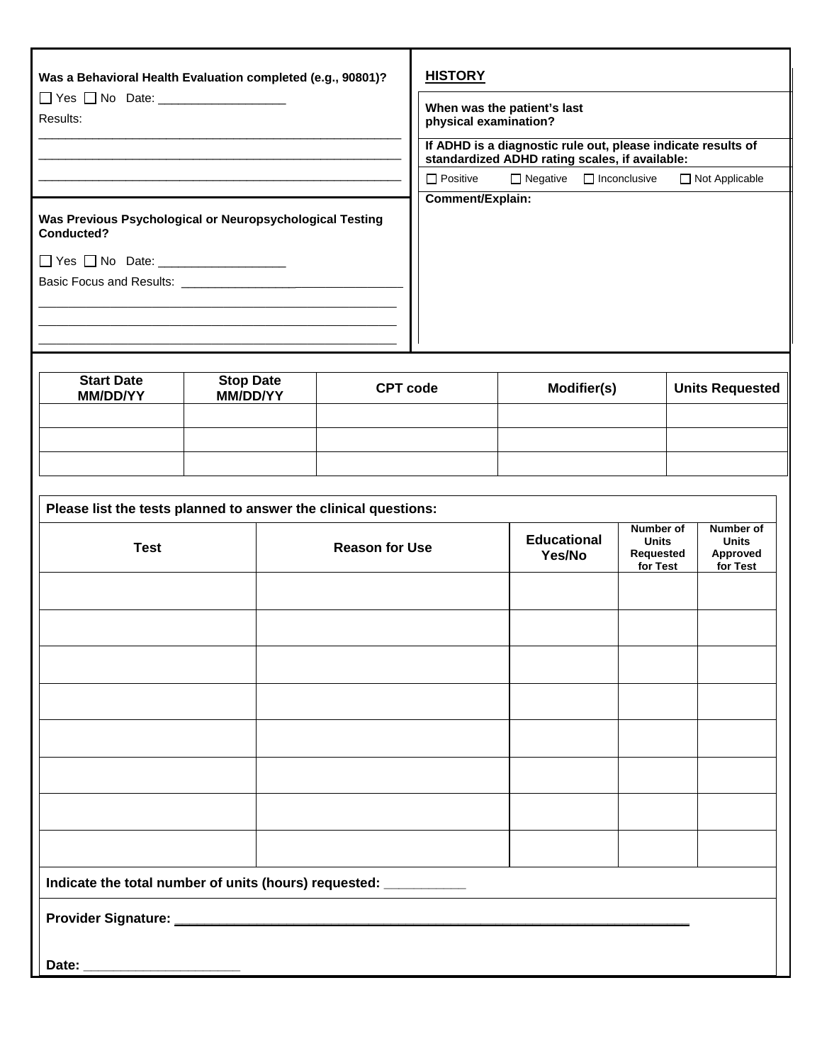**Was a Behavioral Health Evaluation completed (e.g., 90801)?**

☐ Yes ☐ No Date: ___________________

Results:

______________________________________________________

______________________________________________________

______________________________________________________

**Was Previous Psychological or Neuropsychological Testing Conducted?**

☐ Yes ☐ No Date: ___________________

Basic Focus and Results: ________________________________

______________________________________________________

______________________________________________________

______________________________________________________

**HISTORY**

**When was the patient's last physical examination?**

**If ADHD is a diagnostic rule out, please indicate results of standardized ADHD rating scales, if available:**

☐ Positive ☐ Negative ☐ Inconclusive ☐ Not Applicable

**Comment/Explain:**

| Start Date MM/DD/YY | Stop Date MM/DD/YY | CPT code | Modifier(s) | Units Requested |
|---|---|---|---|---|
| | | | | |
| | | | | |
| | | | | |

**Please list the tests planned to answer the clinical questions:**

| Test | Reason for Use | Educational Yes/No | Number of Units Requested for Test | Number of Units Approved for Test |
|---|---|---|---|---|
| | | | | |
| | | | | |
| | | | | |
| | | | | |
| | | | | |
| | | | | |
| | | | | |
| | | | | |

**Indicate the total number of units (hours) requested:** __________

**Provider Signature:** ______________________________________________________

**Date:** ____________________